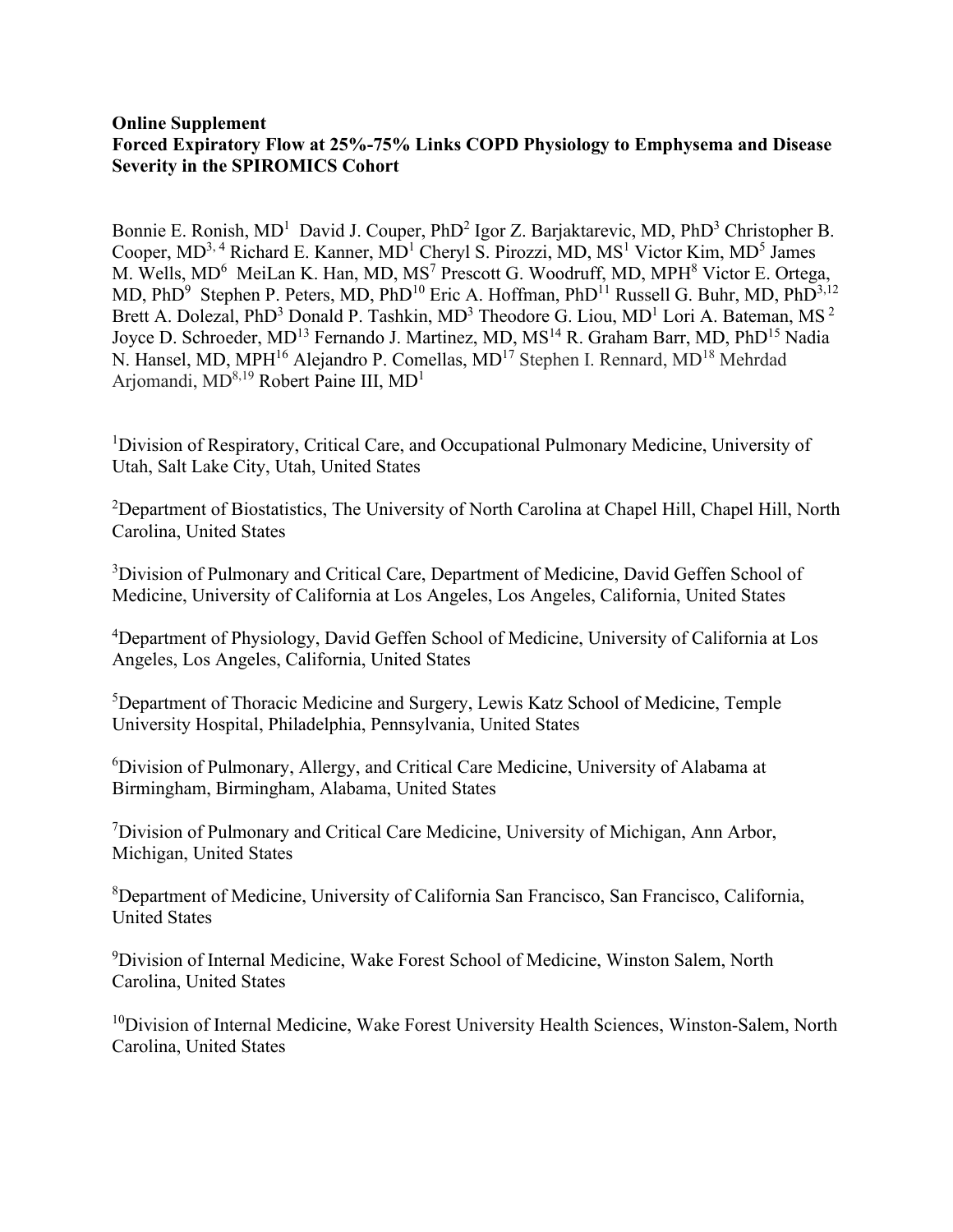**Online Supplement**
**Forced Expiratory Flow at 25%-75% Links COPD Physiology to Emphysema and Disease Severity in the SPIROMICS Cohort**

Bonnie E. Ronish, MD[1] David J. Couper, PhD[2] Igor Z. Barjaktarevic, MD, PhD[3] Christopher B. Cooper, MD[3, 4] Richard E. Kanner, MD[1] Cheryl S. Pirozzi, MD, MS[1] Victor Kim, MD[5] James M. Wells, MD[6] MeiLan K. Han, MD, MS[7] Prescott G. Woodruff, MD, MPH[8] Victor E. Ortega, MD, PhD[9] Stephen P. Peters, MD, PhD[10] Eric A. Hoffman, PhD[11] Russell G. Buhr, MD, PhD[3,12] Brett A. Dolezal, PhD[3] Donald P. Tashkin, MD[3] Theodore G. Liou, MD[1] Lori A. Bateman, MS[2] Joyce D. Schroeder, MD[13] Fernando J. Martinez, MD, MS[14] R. Graham Barr, MD, PhD[15] Nadia N. Hansel, MD, MPH[16] Alejandro P. Comellas, MD[17] Stephen I. Rennard, MD[18] Mehrdad Arjomandi, MD[8,19] Robert Paine III, MD[1]

[1]Division of Respiratory, Critical Care, and Occupational Pulmonary Medicine, University of Utah, Salt Lake City, Utah, United States

[2]Department of Biostatistics, The University of North Carolina at Chapel Hill, Chapel Hill, North Carolina, United States

[3]Division of Pulmonary and Critical Care, Department of Medicine, David Geffen School of Medicine, University of California at Los Angeles, Los Angeles, California, United States

[4]Department of Physiology, David Geffen School of Medicine, University of California at Los Angeles, Los Angeles, California, United States

[5]Department of Thoracic Medicine and Surgery, Lewis Katz School of Medicine, Temple University Hospital, Philadelphia, Pennsylvania, United States

[6]Division of Pulmonary, Allergy, and Critical Care Medicine, University of Alabama at Birmingham, Birmingham, Alabama, United States

[7]Division of Pulmonary and Critical Care Medicine, University of Michigan, Ann Arbor, Michigan, United States

[8]Department of Medicine, University of California San Francisco, San Francisco, California, United States

[9]Division of Internal Medicine, Wake Forest School of Medicine, Winston Salem, North Carolina, United States

[10]Division of Internal Medicine, Wake Forest University Health Sciences, Winston-Salem, North Carolina, United States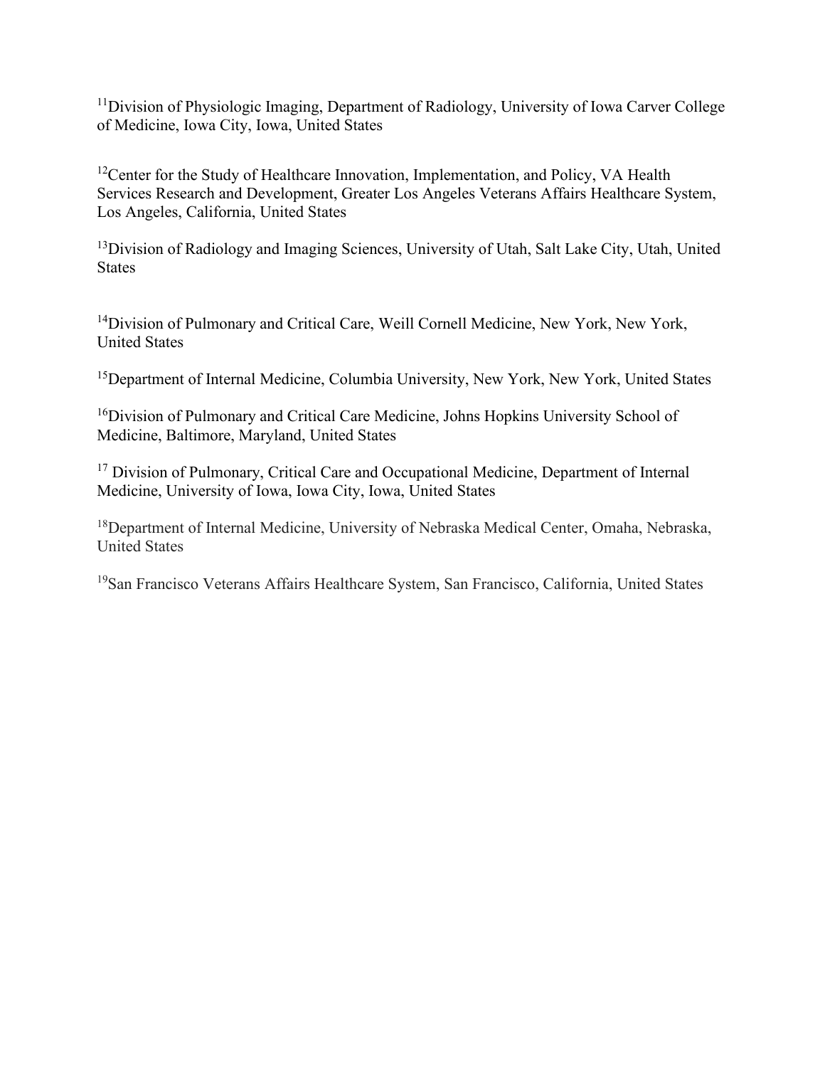[11]Division of Physiologic Imaging, Department of Radiology, University of Iowa Carver College of Medicine, Iowa City, Iowa, United States

[12]Center for the Study of Healthcare Innovation, Implementation, and Policy, VA Health Services Research and Development, Greater Los Angeles Veterans Affairs Healthcare System, Los Angeles, California, United States

[13]Division of Radiology and Imaging Sciences, University of Utah, Salt Lake City, Utah, United States

[14]Division of Pulmonary and Critical Care, Weill Cornell Medicine, New York, New York, United States

[15]Department of Internal Medicine, Columbia University, New York, New York, United States

[16]Division of Pulmonary and Critical Care Medicine, Johns Hopkins University School of Medicine, Baltimore, Maryland, United States

[17] Division of Pulmonary, Critical Care and Occupational Medicine, Department of Internal Medicine, University of Iowa, Iowa City, Iowa, United States

[18]Department of Internal Medicine, University of Nebraska Medical Center, Omaha, Nebraska, United States

[19]San Francisco Veterans Affairs Healthcare System, San Francisco, California, United States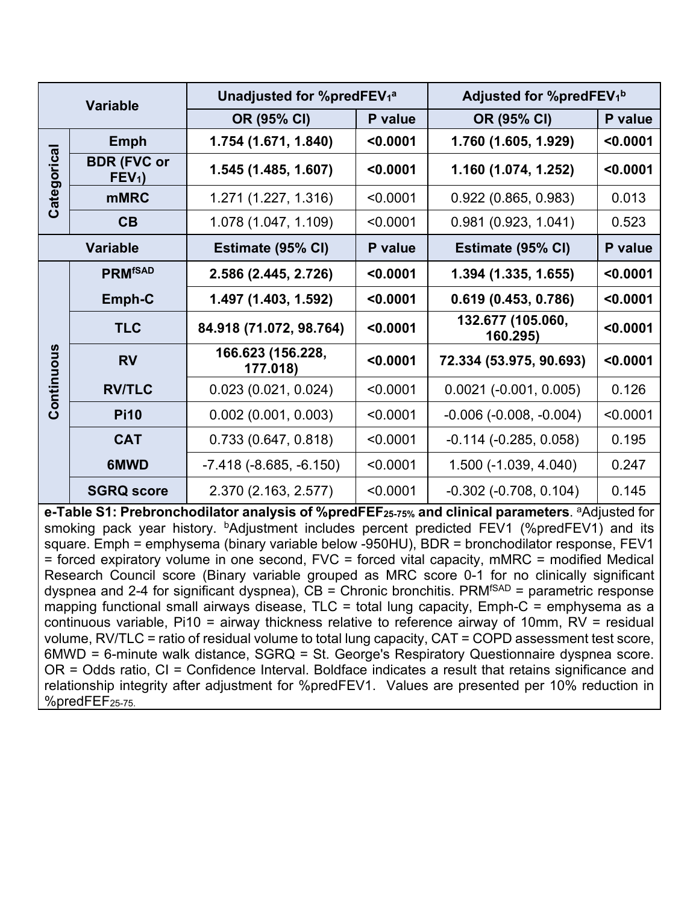| Variable | | Unadjusted for %predFEV$_1$[a] | | Adjusted for %predFEV$_1$[b] | |
|---|---|---|---|---|---|
| | | OR (95% CI) | P value | OR (95% CI) | P value |
| Categorical | **Emph** | **1.754 (1.671, 1.840)** | **<0.0001** | **1.760 (1.605, 1.929)** | **<0.0001** |
| | **BDR (FVC or FEV$_1$)** | **1.545 (1.485, 1.607)** | **<0.0001** | **1.160 (1.074, 1.252)** | **<0.0001** |
| | **mMRC** | 1.271 (1.227, 1.316) | <0.0001 | 0.922 (0.865, 0.983) | 0.013 |
| | **CB** | 1.078 (1.047, 1.109) | <0.0001 | 0.981 (0.923, 1.041) | 0.523 |
| Variable | | Estimate (95% CI) | P value | Estimate (95% CI) | P value |
| Continuous | **PRM$^{fSAD}$** | **2.586 (2.445, 2.726)** | **<0.0001** | **1.394 (1.335, 1.655)** | **<0.0001** |
| | **Emph-C** | **1.497 (1.403, 1.592)** | **<0.0001** | **0.619 (0.453, 0.786)** | **<0.0001** |
| | **TLC** | **84.918 (71.072, 98.764)** | **<0.0001** | **132.677 (105.060, 160.295)** | **<0.0001** |
| | **RV** | **166.623 (156.228, 177.018)** | **<0.0001** | **72.334 (53.975, 90.693)** | **<0.0001** |
| | **RV/TLC** | 0.023 (0.021, 0.024) | <0.0001 | 0.0021 (-0.001, 0.005) | 0.126 |
| | **Pi10** | 0.002 (0.001, 0.003) | <0.0001 | -0.006 (-0.008, -0.004) | <0.0001 |
| | **CAT** | 0.733 (0.647, 0.818) | <0.0001 | -0.114 (-0.285, 0.058) | 0.195 |
| | **6MWD** | -7.418 (-8.685, -6.150) | <0.0001 | 1.500 (-1.039, 4.040) | 0.247 |
| | **SGRQ score** | 2.370 (2.163, 2.577) | <0.0001 | -0.302 (-0.708, 0.104) | 0.145 |

**e-Table S1: Prebronchodilator analysis of %predFEF$_{25-75\%}$ and clinical parameters**. [a]Adjusted for smoking pack year history. [b]Adjustment includes percent predicted FEV1 (%predFEV1) and its square. Emph = emphysema (binary variable below -950HU), BDR = bronchodilator response, FEV1 = forced expiratory volume in one second, FVC = forced vital capacity, mMRC = modified Medical Research Council score (Binary variable grouped as MRC score 0-1 for no clinically significant dyspnea and 2-4 for significant dyspnea), CB = Chronic bronchitis. PRM$^{fSAD}$ = parametric response mapping functional small airways disease, TLC = total lung capacity, Emph-C = emphysema as a continuous variable, Pi10 = airway thickness relative to reference airway of 10mm, RV = residual volume, RV/TLC = ratio of residual volume to total lung capacity, CAT = COPD assessment test score, 6MWD = 6-minute walk distance, SGRQ = St. George's Respiratory Questionnaire dyspnea score. OR = Odds ratio, CI = Confidence Interval. Boldface indicates a result that retains significance and relationship integrity after adjustment for %predFEV1. Values are presented per 10% reduction in %predFEF$_{25-75}$.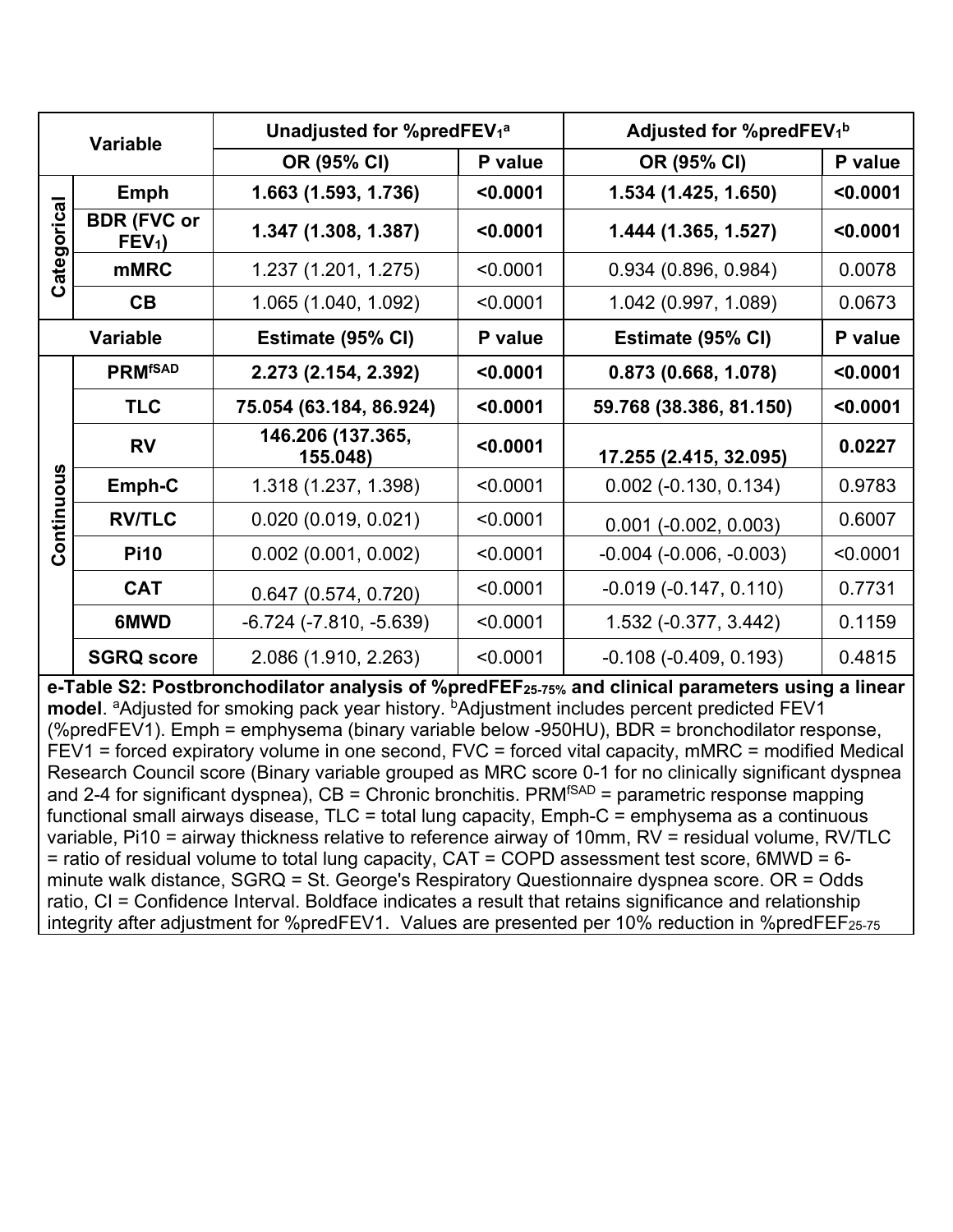| | Variable | Unadjusted for %predFEV$_1$[a] | | Adjusted for %predFEV$_1$[b] | |
|---|---|---|---|---|---|
| | | OR (95% CI) | P value | OR (95% CI) | P value |
| Categorical | **Emph** | **1.663 (1.593, 1.736)** | **<0.0001** | **1.534 (1.425, 1.650)** | **<0.0001** |
| | **BDR (FVC or FEV$_1$)** | **1.347 (1.308, 1.387)** | **<0.0001** | **1.444 (1.365, 1.527)** | **<0.0001** |
| | mMRC | 1.237 (1.201, 1.275) | <0.0001 | 0.934 (0.896, 0.984) | 0.0078 |
| | CB | 1.065 (1.040, 1.092) | <0.0001 | 1.042 (0.997, 1.089) | 0.0673 |
| | Variable | Estimate (95% CI) | P value | Estimate (95% CI) | P value |
| Continuous | **PRM$^{fSAD}$** | **2.273 (2.154, 2.392)** | **<0.0001** | **0.873 (0.668, 1.078)** | **<0.0001** |
| | **TLC** | **75.054 (63.184, 86.924)** | **<0.0001** | **59.768 (38.386, 81.150)** | **<0.0001** |
| | **RV** | **146.206 (137.365, 155.048)** | **<0.0001** | **17.255 (2.415, 32.095)** | **0.0227** |
| | Emph-C | 1.318 (1.237, 1.398) | <0.0001 | 0.002 (-0.130, 0.134) | 0.9783 |
| | RV/TLC | 0.020 (0.019, 0.021) | <0.0001 | 0.001 (-0.002, 0.003) | 0.6007 |
| | Pi10 | 0.002 (0.001, 0.002) | <0.0001 | -0.004 (-0.006, -0.003) | <0.0001 |
| | CAT | 0.647 (0.574, 0.720) | <0.0001 | -0.019 (-0.147, 0.110) | 0.7731 |
| | 6MWD | -6.724 (-7.810, -5.639) | <0.0001 | 1.532 (-0.377, 3.442) | 0.1159 |
| | SGRQ score | 2.086 (1.910, 2.263) | <0.0001 | -0.108 (-0.409, 0.193) | 0.4815 |

**e-Table S2: Postbronchodilator analysis of %predFEF$_{25\text{-}75\%}$ and clinical parameters using a linear model**. [a]Adjusted for smoking pack year history. [b]Adjustment includes percent predicted FEV1 (%predFEV1). Emph = emphysema (binary variable below -950HU), BDR = bronchodilator response, FEV1 = forced expiratory volume in one second, FVC = forced vital capacity, mMRC = modified Medical Research Council score (Binary variable grouped as MRC score 0-1 for no clinically significant dyspnea and 2-4 for significant dyspnea), CB = Chronic bronchitis. PRM$^{fSAD}$ = parametric response mapping functional small airways disease, TLC = total lung capacity, Emph-C = emphysema as a continuous variable, Pi10 = airway thickness relative to reference airway of 10mm, RV = residual volume, RV/TLC = ratio of residual volume to total lung capacity, CAT = COPD assessment test score, 6MWD = 6-minute walk distance, SGRQ = St. George's Respiratory Questionnaire dyspnea score. OR = Odds ratio, CI = Confidence Interval. Boldface indicates a result that retains significance and relationship integrity after adjustment for %predFEV1. Values are presented per 10% reduction in %predFEF$_{25\text{-}75}$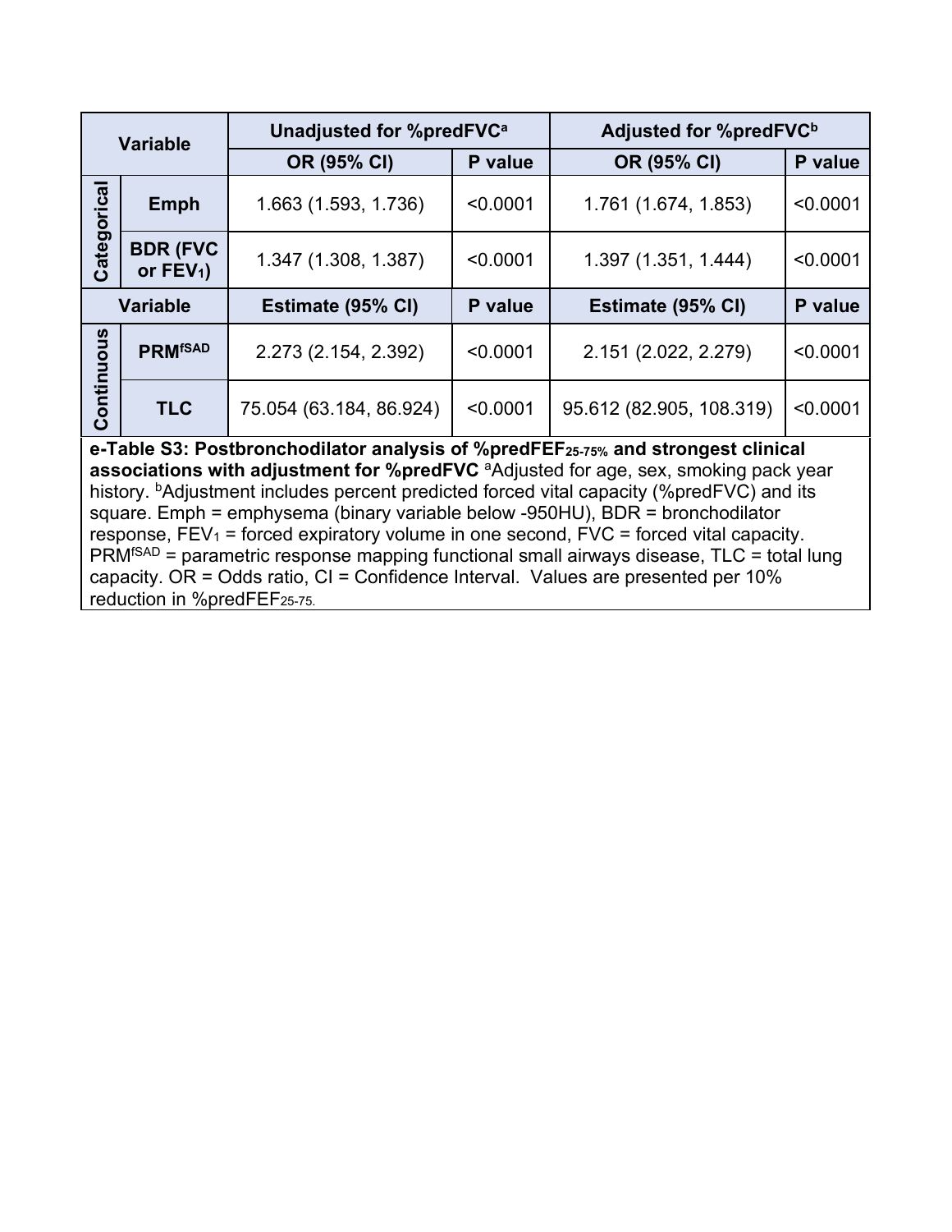| Variable | | Unadjusted for %predFVC[a] | | Adjusted for %predFVC[b] | |
|---|---|---|---|---|---|
| | | OR (95% CI) | P value | OR (95% CI) | P value |
| Categorical | Emph | 1.663 (1.593, 1.736) | <0.0001 | 1.761 (1.674, 1.853) | <0.0001 |
| | BDR (FVC or $FEV_1$) | 1.347 (1.308, 1.387) | <0.0001 | 1.397 (1.351, 1.444) | <0.0001 |
| Variable | | Estimate (95% CI) | P value | Estimate (95% CI) | P value |
| Continuous | $PRM^{fSAD}$ | 2.273 (2.154, 2.392) | <0.0001 | 2.151 (2.022, 2.279) | <0.0001 |
| | TLC | 75.054 (63.184, 86.924) | <0.0001 | 95.612 (82.905, 108.319) | <0.0001 |

**e-Table S3: Postbronchodilator analysis of %pred$FEF_{25\text{-}75\%}$ and strongest clinical associations with adjustment for %predFVC** [a]Adjusted for age, sex, smoking pack year history. [b]Adjustment includes percent predicted forced vital capacity (%predFVC) and its square. Emph = emphysema (binary variable below -950HU), BDR = bronchodilator response, $FEV_1$ = forced expiratory volume in one second, FVC = forced vital capacity. $PRM^{fSAD}$ = parametric response mapping functional small airways disease, TLC = total lung capacity. OR = Odds ratio, CI = Confidence Interval. Values are presented per 10% reduction in %pred$FEF_{25\text{-}75}$.